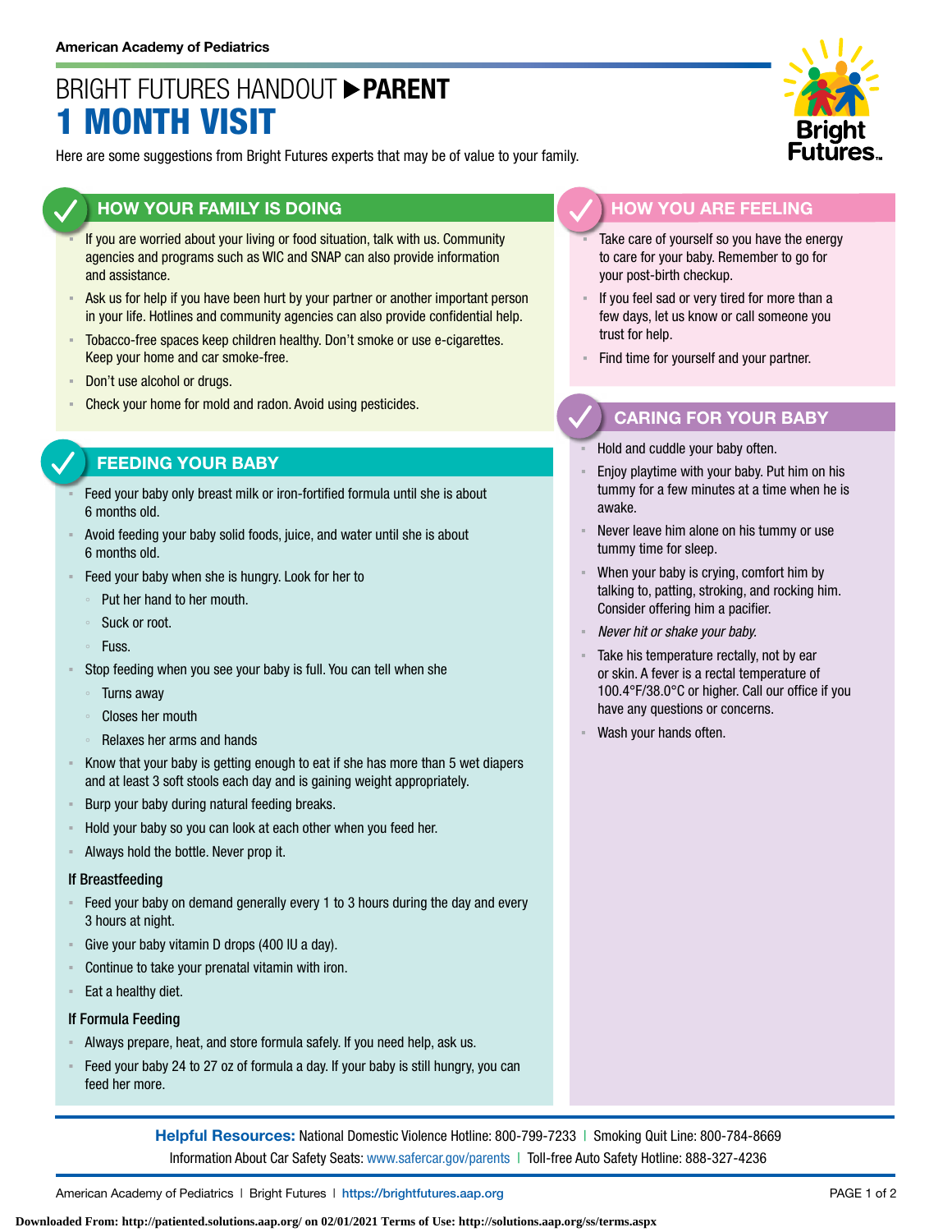American Academy of Pediatrics

# BRIGHT FUTURES HANDOUT ▶ PARENT
# 1 MONTH VISIT

Here are some suggestions from Bright Futures experts that may be of value to your family.

## HOW YOUR FAMILY IS DOING

- If you are worried about your living or food situation, talk with us. Community agencies and programs such as WIC and SNAP can also provide information and assistance.
- Ask us for help if you have been hurt by your partner or another important person in your life. Hotlines and community agencies can also provide confidential help.
- Tobacco-free spaces keep children healthy. Don't smoke or use e-cigarettes. Keep your home and car smoke-free.
- Don't use alcohol or drugs.
- Check your home for mold and radon. Avoid using pesticides.

## FEEDING YOUR BABY

- Feed your baby only breast milk or iron-fortified formula until she is about 6 months old.
- Avoid feeding your baby solid foods, juice, and water until she is about 6 months old.
- Feed your baby when she is hungry. Look for her to
  - Put her hand to her mouth.
  - Suck or root.
  - Fuss.
- Stop feeding when you see your baby is full. You can tell when she
  - Turns away
  - Closes her mouth
  - Relaxes her arms and hands
- Know that your baby is getting enough to eat if she has more than 5 wet diapers and at least 3 soft stools each day and is gaining weight appropriately.
- Burp your baby during natural feeding breaks.
- Hold your baby so you can look at each other when you feed her.
- Always hold the bottle. Never prop it.

### If Breastfeeding

- Feed your baby on demand generally every 1 to 3 hours during the day and every 3 hours at night.
- Give your baby vitamin D drops (400 IU a day).
- Continue to take your prenatal vitamin with iron.
- Eat a healthy diet.

### If Formula Feeding

- Always prepare, heat, and store formula safely. If you need help, ask us.
- Feed your baby 24 to 27 oz of formula a day. If your baby is still hungry, you can feed her more.

## HOW YOU ARE FEELING

- Take care of yourself so you have the energy to care for your baby. Remember to go for your post-birth checkup.
- If you feel sad or very tired for more than a few days, let us know or call someone you trust for help.
- Find time for yourself and your partner.

## CARING FOR YOUR BABY

- Hold and cuddle your baby often.
- Enjoy playtime with your baby. Put him on his tummy for a few minutes at a time when he is awake.
- Never leave him alone on his tummy or use tummy time for sleep.
- When your baby is crying, comfort him by talking to, patting, stroking, and rocking him. Consider offering him a pacifier.
- *Never hit or shake your baby.*
- Take his temperature rectally, not by ear or skin. A fever is a rectal temperature of 100.4°F/38.0°C or higher. Call our office if you have any questions or concerns.
- Wash your hands often.

**Helpful Resources:** National Domestic Violence Hotline: 800-799-7233 | Smoking Quit Line: 800-784-8669
Information About Car Safety Seats: www.safercar.gov/parents | Toll-free Auto Safety Hotline: 888-327-4236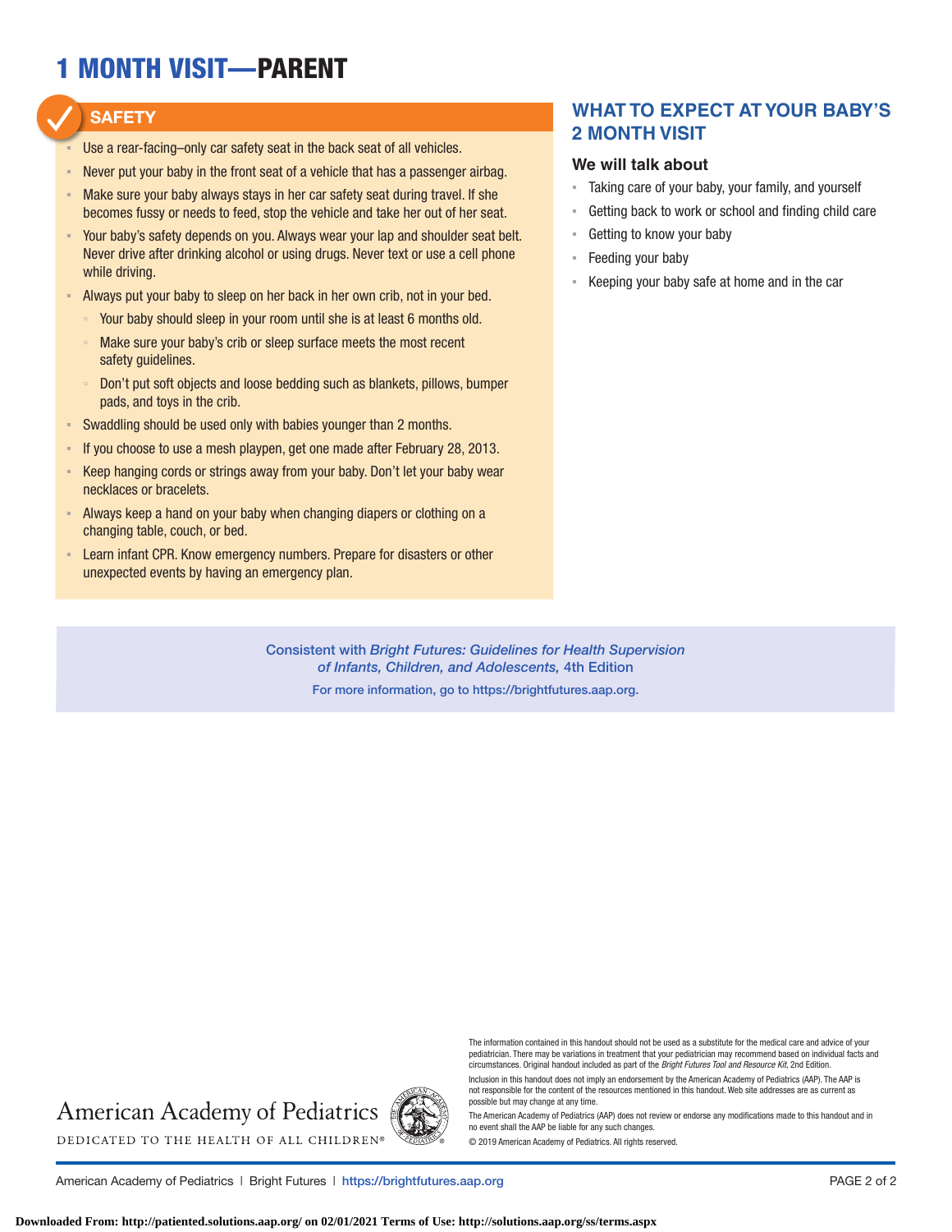# 1 MONTH VISIT—PARENT

## SAFETY

- Use a rear-facing–only car safety seat in the back seat of all vehicles.
- Never put your baby in the front seat of a vehicle that has a passenger airbag.
- Make sure your baby always stays in her car safety seat during travel. If she becomes fussy or needs to feed, stop the vehicle and take her out of her seat.
- Your baby's safety depends on you. Always wear your lap and shoulder seat belt. Never drive after drinking alcohol or using drugs. Never text or use a cell phone while driving.
- Always put your baby to sleep on her back in her own crib, not in your bed.
  - Your baby should sleep in your room until she is at least 6 months old.
  - Make sure your baby's crib or sleep surface meets the most recent safety guidelines.
  - Don't put soft objects and loose bedding such as blankets, pillows, bumper pads, and toys in the crib.
- Swaddling should be used only with babies younger than 2 months.
- If you choose to use a mesh playpen, get one made after February 28, 2013.
- Keep hanging cords or strings away from your baby. Don't let your baby wear necklaces or bracelets.
- Always keep a hand on your baby when changing diapers or clothing on a changing table, couch, or bed.
- Learn infant CPR. Know emergency numbers. Prepare for disasters or other unexpected events by having an emergency plan.

## WHAT TO EXPECT AT YOUR BABY'S 2 MONTH VISIT

### We will talk about

- Taking care of your baby, your family, and yourself
- Getting back to work or school and finding child care
- Getting to know your baby
- Feeding your baby
- Keeping your baby safe at home and in the car

Consistent with *Bright Futures: Guidelines for Health Supervision of Infants, Children, and Adolescents,* 4th Edition

For more information, go to https://brightfutures.aap.org.

American Academy of Pediatrics

DEDICATED TO THE HEALTH OF ALL CHILDREN®

The information contained in this handout should not be used as a substitute for the medical care and advice of your pediatrician. There may be variations in treatment that your pediatrician may recommend based on individual facts and circumstances. Original handout included as part of the *Bright Futures Tool and Resource Kit,* 2nd Edition.

Inclusion in this handout does not imply an endorsement by the American Academy of Pediatrics (AAP). The AAP is not responsible for the content of the resources mentioned in this handout. Web site addresses are as current as possible but may change at any time.

The American Academy of Pediatrics (AAP) does not review or endorse any modifications made to this handout and in no event shall the AAP be liable for any such changes.

© 2019 American Academy of Pediatrics. All rights reserved.